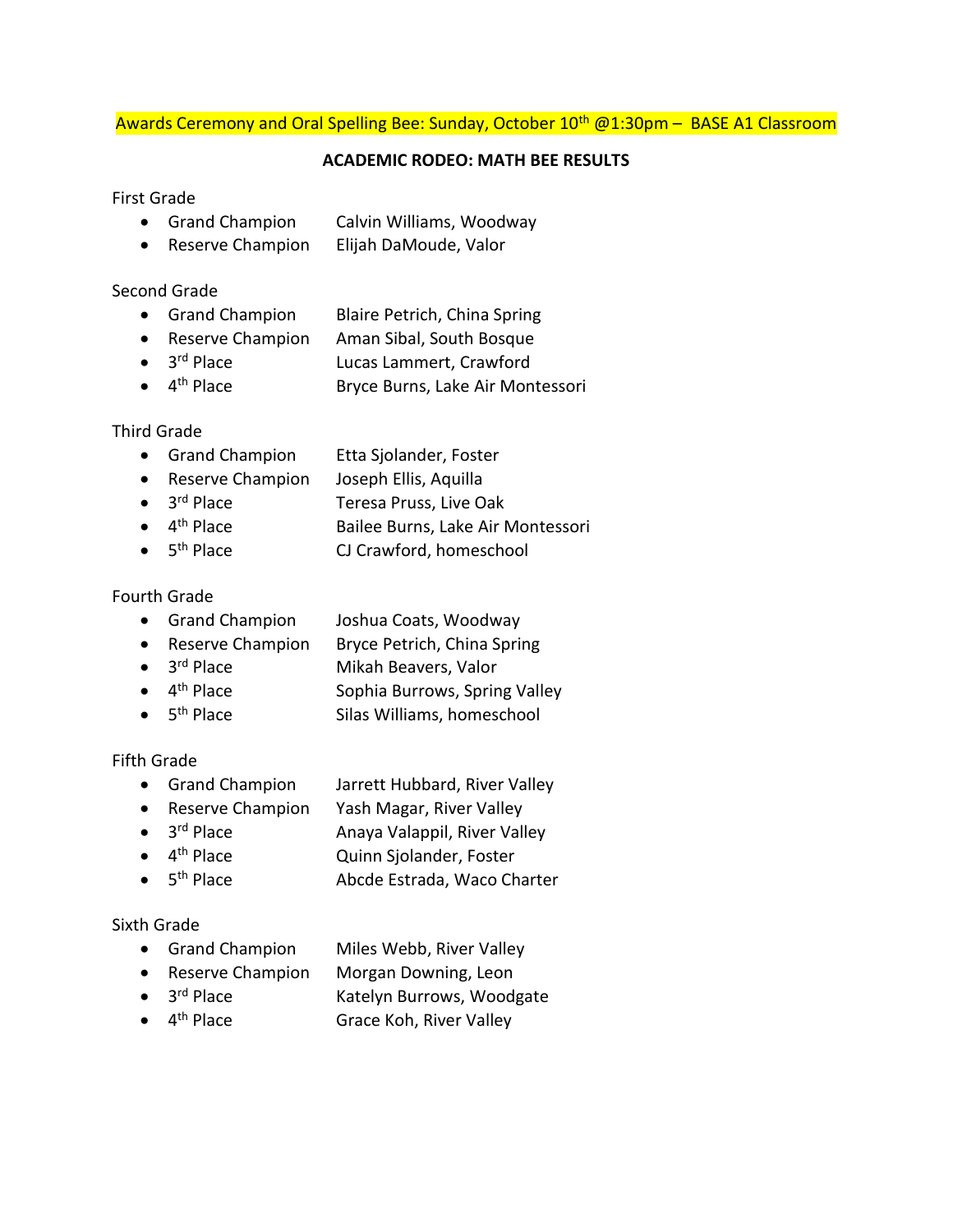Awards Ceremony and Oral Spelling Bee: Sunday, October 10th @1:30pm – BASE A1 Classroom

## ACADEMIC RODEO: MATH BEE RESULTS

First Grade

- Grand Champion Calvin Williams, Woodway
- Reserve Champion Elijah DaMoude, Valor

Second Grade

- Grand Champion Blaire Petrich, China Spring
- Reserve Champion Aman Sibal, South Bosque
- 3rd Place Lucas Lammert, Crawford
- 4th Place Bryce Burns, Lake Air Montessori

Third Grade

- Grand Champion Etta Sjolander, Foster
- Reserve Champion Joseph Ellis, Aquilla
- 3rd Place Teresa Pruss, Live Oak
- 4th Place Bailee Burns, Lake Air Montessori
- 5th Place CJ Crawford, homeschool

Fourth Grade

- Grand Champion Joshua Coats, Woodway
- Reserve Champion Bryce Petrich, China Spring
- 3rd Place Mikah Beavers, Valor
- 4th Place Sophia Burrows, Spring Valley
- 5th Place Silas Williams, homeschool

Fifth Grade

- Grand Champion Jarrett Hubbard, River Valley
- Reserve Champion Yash Magar, River Valley
- 3rd Place Anaya Valappil, River Valley
- 4th Place Quinn Sjolander, Foster
- 5th Place Abcde Estrada, Waco Charter

Sixth Grade

- Grand Champion Miles Webb, River Valley
- Reserve Champion Morgan Downing, Leon
- 3rd Place Katelyn Burrows, Woodgate
- 4th Place Grace Koh, River Valley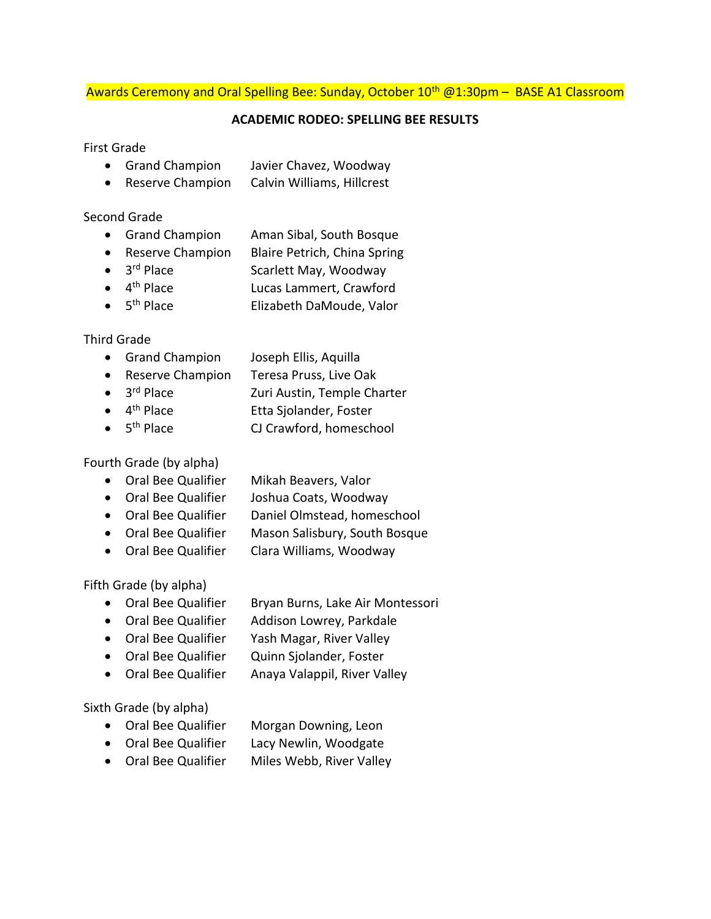Awards Ceremony and Oral Spelling Bee: Sunday, October 10th @1:30pm – BASE A1 Classroom

**ACADEMIC RODEO: SPELLING BEE RESULTS**

First Grade

- Grand Champion Javier Chavez, Woodway
- Reserve Champion Calvin Williams, Hillcrest

Second Grade

- Grand Champion Aman Sibal, South Bosque
- Reserve Champion Blaire Petrich, China Spring
- 3rd Place Scarlett May, Woodway
- 4th Place Lucas Lammert, Crawford
- 5th Place Elizabeth DaMoude, Valor

Third Grade

- Grand Champion Joseph Ellis, Aquilla
- Reserve Champion Teresa Pruss, Live Oak
- 3rd Place Zuri Austin, Temple Charter
- 4th Place Etta Sjolander, Foster
- 5th Place CJ Crawford, homeschool

Fourth Grade (by alpha)

- Oral Bee Qualifier Mikah Beavers, Valor
- Oral Bee Qualifier Joshua Coats, Woodway
- Oral Bee Qualifier Daniel Olmstead, homeschool
- Oral Bee Qualifier Mason Salisbury, South Bosque
- Oral Bee Qualifier Clara Williams, Woodway

Fifth Grade (by alpha)

- Oral Bee Qualifier Bryan Burns, Lake Air Montessori
- Oral Bee Qualifier Addison Lowrey, Parkdale
- Oral Bee Qualifier Yash Magar, River Valley
- Oral Bee Qualifier Quinn Sjolander, Foster
- Oral Bee Qualifier Anaya Valappil, River Valley

Sixth Grade (by alpha)

- Oral Bee Qualifier Morgan Downing, Leon
- Oral Bee Qualifier Lacy Newlin, Woodgate
- Oral Bee Qualifier Miles Webb, River Valley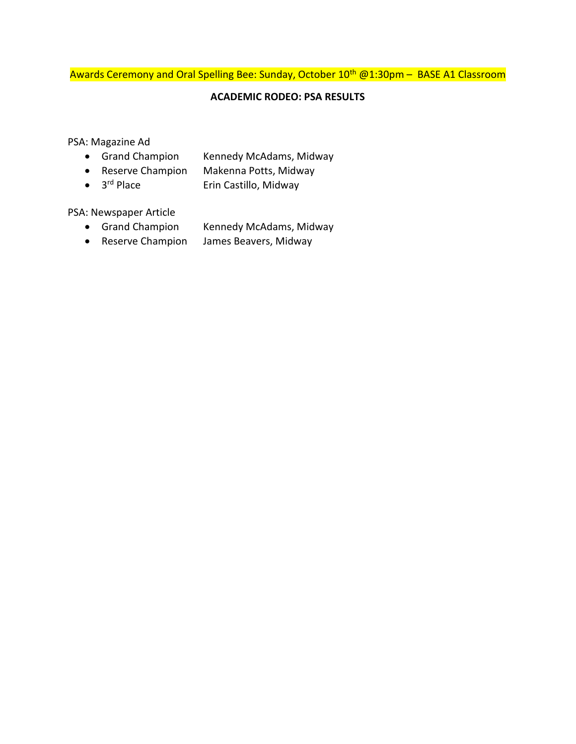Awards Ceremony and Oral Spelling Bee: Sunday, October 10th @1:30pm – BASE A1 Classroom

**ACADEMIC RODEO: PSA RESULTS**

PSA: Magazine Ad

- Grand Champion Kennedy McAdams, Midway
- Reserve Champion Makenna Potts, Midway
- 3rd Place Erin Castillo, Midway

PSA: Newspaper Article

- Grand Champion Kennedy McAdams, Midway
- Reserve Champion James Beavers, Midway